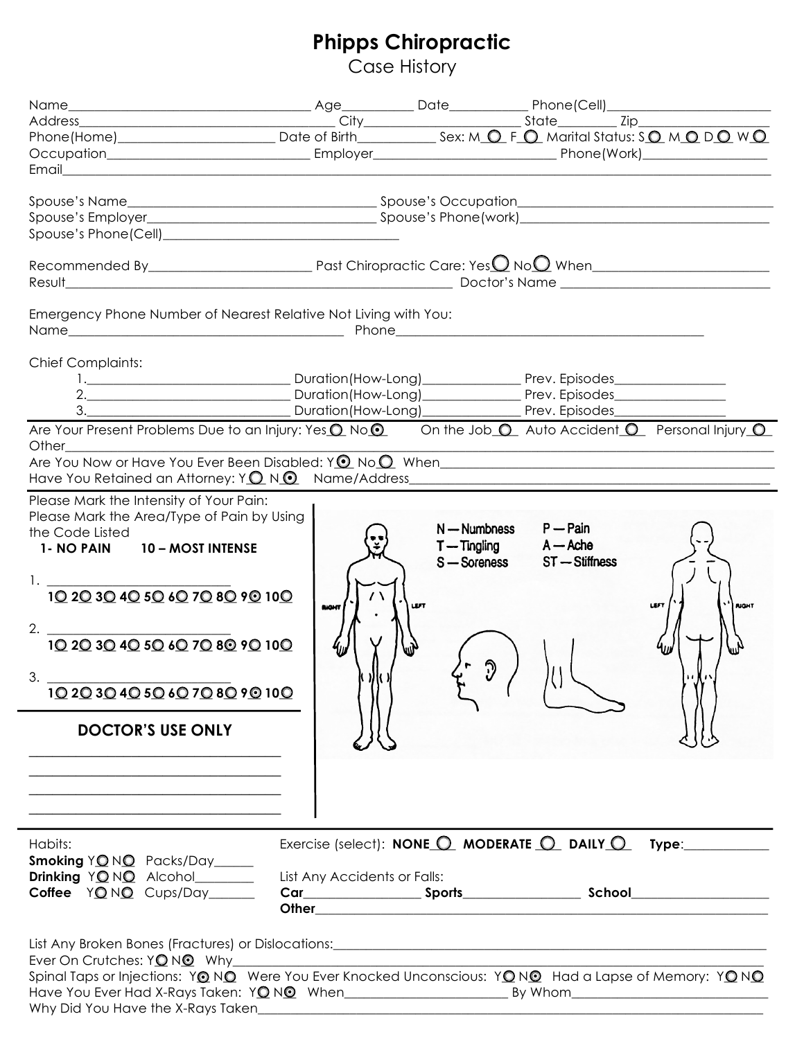# Phipps Chiropractic

## Case History

Name____________________ Age__________ Date___________ Phone(Cell)____________________
Address____________________ City____________________ State________ Zip________________
Phone(Home)____________________ Date of Birth___________ Sex: M ○ F ○ Marital Status: S ○ M ○ D ○ W ○
Occupation____________________ Employer____________________ Phone(Work)________________
Email____________________________________________________________________________

Spouse's Name____________________ Spouse's Occupation____________________
Spouse's Employer____________________ Spouse's Phone(work)____________________
Spouse's Phone(Cell)____________________

Recommended By____________________ Past Chiropractic Care: Yes ○ No ○ When____________________
Result____________________________________ Doctor's Name____________________

Emergency Phone Number of Nearest Relative Not Living with You:
Name____________________ Phone____________________

Chief Complaints:

1. ____________________ Duration(How-Long)______________ Prev. Episodes________________
2. ____________________ Duration(How-Long)______________ Prev. Episodes________________
3. ____________________ Duration(How-Long)______________ Prev. Episodes________________

Are Your Present Problems Due to an Injury: Yes ○ No ⦿ On the Job ○ Auto Accident ○ Personal Injury ○
Other____________________________________________________________________________
Are You Now or Have You Ever Been Disabled: Y ⦿ No ○ When____________________
Have You Retained an Attorney: Y ○ N ⦿ Name/Address____________________

Please Mark the Intensity of Your Pain:
Please Mark the Area/Type of Pain by Using the Code Listed

**1- NO PAIN 10 – MOST INTENSE**

1. ____________________
1○ 2○ 3○ 4○ 5○ 6○ 7○ 8○ 9⦿ 10○

2. ____________________
1○ 2○ 3○ 4○ 5○ 6○ 7○ 8⦿ 9○ 10○

3. ____________________
1○ 2○ 3○ 4○ 5○ 6○ 7○ 8○ 9⦿ 10○

N — Numbness P — Pain
T — Tingling A — Ache
S — Soreness ST — Stiffness

RIGHT LEFT LEFT RIGHT

### DOCTOR'S USE ONLY

____________________
____________________
____________________
____________________

Habits:
**Smoking** Y ○ N ○ Packs/Day______
**Drinking** Y ○ N ○ Alcohol________
**Coffee** Y ○ N ○ Cups/Day_______

Exercise (select): **NONE** ○ **MODERATE** ○ **DAILY** ○ **Type**:____________

List Any Accidents or Falls:
**Car**______________ **Sports**______________ **School**______________
**Other**____________________________________________

List Any Broken Bones (Fractures) or Dislocations:____________________
Ever On Crutches: Y ○ N ⦿ Why____________________
Spinal Taps or Injections: Y ⦿ N ○ Were You Ever Knocked Unconscious: Y ○ N ⦿ Had a Lapse of Memory: Y ○ N ○
Have You Ever Had X-Rays Taken: Y ○ N ⦿ When____________________ By Whom____________________
Why Did You Have the X-Rays Taken____________________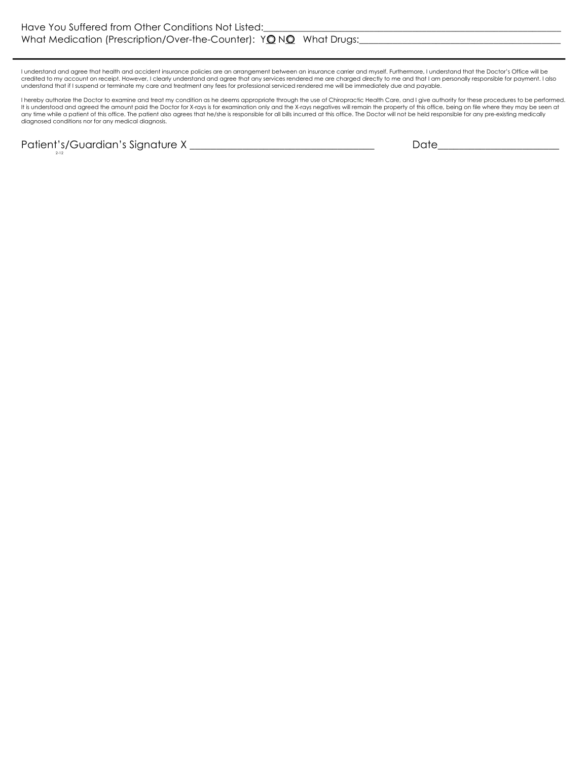Have You Suffered from Other Conditions Not Listed:_______________________________________________________________

What Medication (Prescription/Over-the-Counter): Y◯ N◯ What Drugs:_____________________________________________

---

I understand and agree that health and accident insurance policies are an arrangement between an insurance carrier and myself. Furthermore, I understand that the Doctor's Office will be credited to my account on receipt. However, I clearly understand and agree that any services rendered me are charged directly to me and that I am personally responsible for payment. I also understand that if I suspend or terminate my care and treatment any fees for professional serviced rendered me will be immediately due and payable.

I hereby authorize the Doctor to examine and treat my condition as he deems appropriate through the use of Chiropractic Health Care, and I give authority for these procedures to be performed. It is understood and agreed the amount paid the Doctor for X-rays is for examination only and the X-rays negatives will remain the property of this office, being on file where they may be seen at any time while a patient of this office. The patient also agrees that he/she is responsible for all bills incurred at this office. The Doctor will not be held responsible for any pre-existing medically diagnosed conditions nor for any medical diagnosis.

Patient's/Guardian's Signature X ___________________________________ Date______________________

2-12